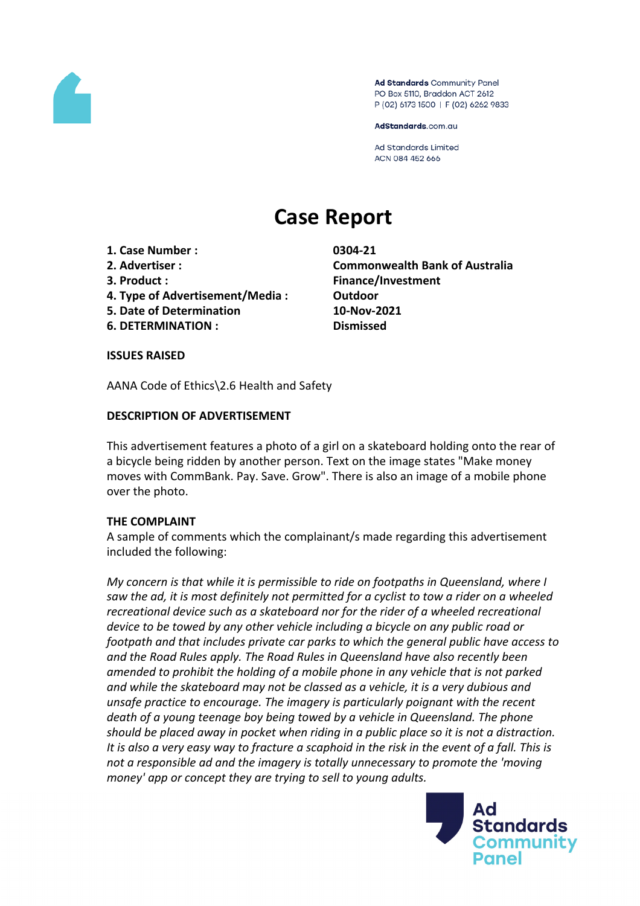Ad Standards Community Panel
PO Box 5110, Braddon ACT 2612
P (02) 6173 1500 | F (02) 6262 9833

AdStandards.com.au

Ad Standards Limited
ACN 084 452 666

# Case Report

| | |
|---|---|
| **1. Case Number :** | **0304-21** |
| **2. Advertiser :** | **Commonwealth Bank of Australia** |
| **3. Product :** | **Finance/Investment** |
| **4. Type of Advertisement/Media :** | **Outdoor** |
| **5. Date of Determination** | **10-Nov-2021** |
| **6. DETERMINATION :** | **Dismissed** |

**ISSUES RAISED**

AANA Code of Ethics\2.6 Health and Safety

**DESCRIPTION OF ADVERTISEMENT**

This advertisement features a photo of a girl on a skateboard holding onto the rear of a bicycle being ridden by another person. Text on the image states "Make money moves with CommBank. Pay. Save. Grow". There is also an image of a mobile phone over the photo.

**THE COMPLAINT**

A sample of comments which the complainant/s made regarding this advertisement included the following:

*My concern is that while it is permissible to ride on footpaths in Queensland, where I saw the ad, it is most definitely not permitted for a cyclist to tow a rider on a wheeled recreational device such as a skateboard nor for the rider of a wheeled recreational device to be towed by any other vehicle including a bicycle on any public road or footpath and that includes private car parks to which the general public have access to and the Road Rules apply. The Road Rules in Queensland have also recently been amended to prohibit the holding of a mobile phone in any vehicle that is not parked and while the skateboard may not be classed as a vehicle, it is a very dubious and unsafe practice to encourage. The imagery is particularly poignant with the recent death of a young teenage boy being towed by a vehicle in Queensland. The phone should be placed away in pocket when riding in a public place so it is not a distraction. It is also a very easy way to fracture a scaphoid in the risk in the event of a fall. This is not a responsible ad and the imagery is totally unnecessary to promote the 'moving money' app or concept they are trying to sell to young adults.*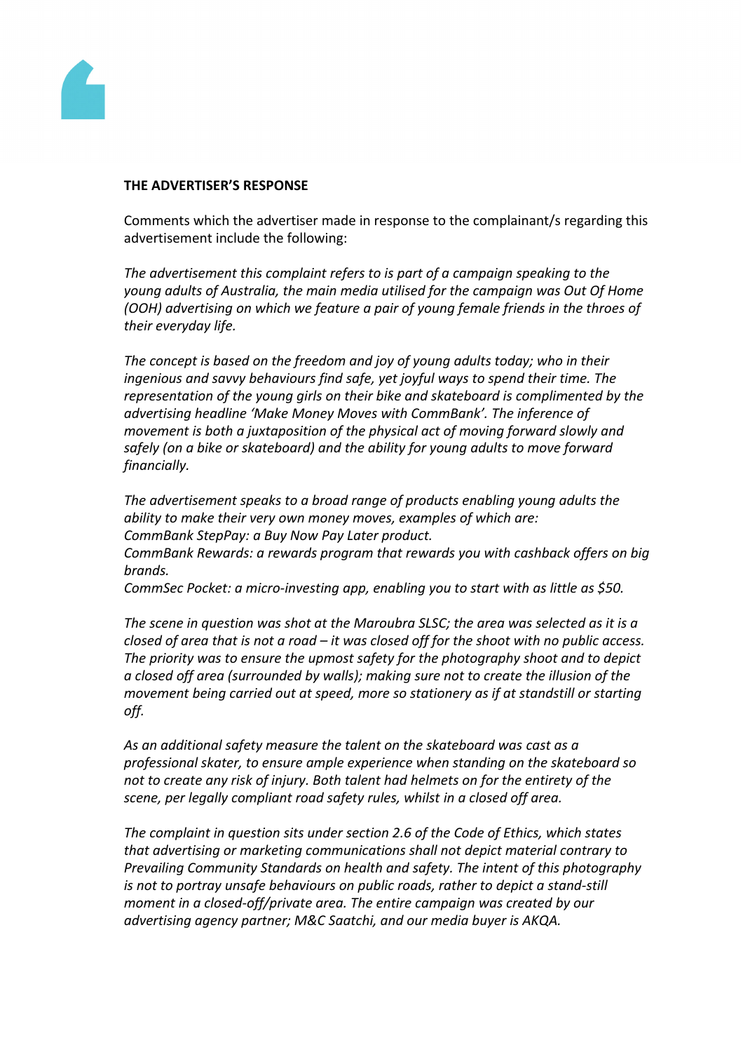**THE ADVERTISER'S RESPONSE**

Comments which the advertiser made in response to the complainant/s regarding this advertisement include the following:

*The advertisement this complaint refers to is part of a campaign speaking to the young adults of Australia, the main media utilised for the campaign was Out Of Home (OOH) advertising on which we feature a pair of young female friends in the throes of their everyday life.*

*The concept is based on the freedom and joy of young adults today; who in their ingenious and savvy behaviours find safe, yet joyful ways to spend their time. The representation of the young girls on their bike and skateboard is complimented by the advertising headline 'Make Money Moves with CommBank'. The inference of movement is both a juxtaposition of the physical act of moving forward slowly and safely (on a bike or skateboard) and the ability for young adults to move forward financially.*

*The advertisement speaks to a broad range of products enabling young adults the ability to make their very own money moves, examples of which are:*
*CommBank StepPay: a Buy Now Pay Later product.*
*CommBank Rewards: a rewards program that rewards you with cashback offers on big brands.*
*CommSec Pocket: a micro-investing app, enabling you to start with as little as $50.*

*The scene in question was shot at the Maroubra SLSC; the area was selected as it is a closed of area that is not a road – it was closed off for the shoot with no public access. The priority was to ensure the upmost safety for the photography shoot and to depict a closed off area (surrounded by walls); making sure not to create the illusion of the movement being carried out at speed, more so stationery as if at standstill or starting off.*

*As an additional safety measure the talent on the skateboard was cast as a professional skater, to ensure ample experience when standing on the skateboard so not to create any risk of injury. Both talent had helmets on for the entirety of the scene, per legally compliant road safety rules, whilst in a closed off area.*

*The complaint in question sits under section 2.6 of the Code of Ethics, which states that advertising or marketing communications shall not depict material contrary to Prevailing Community Standards on health and safety. The intent of this photography is not to portray unsafe behaviours on public roads, rather to depict a stand-still moment in a closed-off/private area. The entire campaign was created by our advertising agency partner; M&C Saatchi, and our media buyer is AKQA.*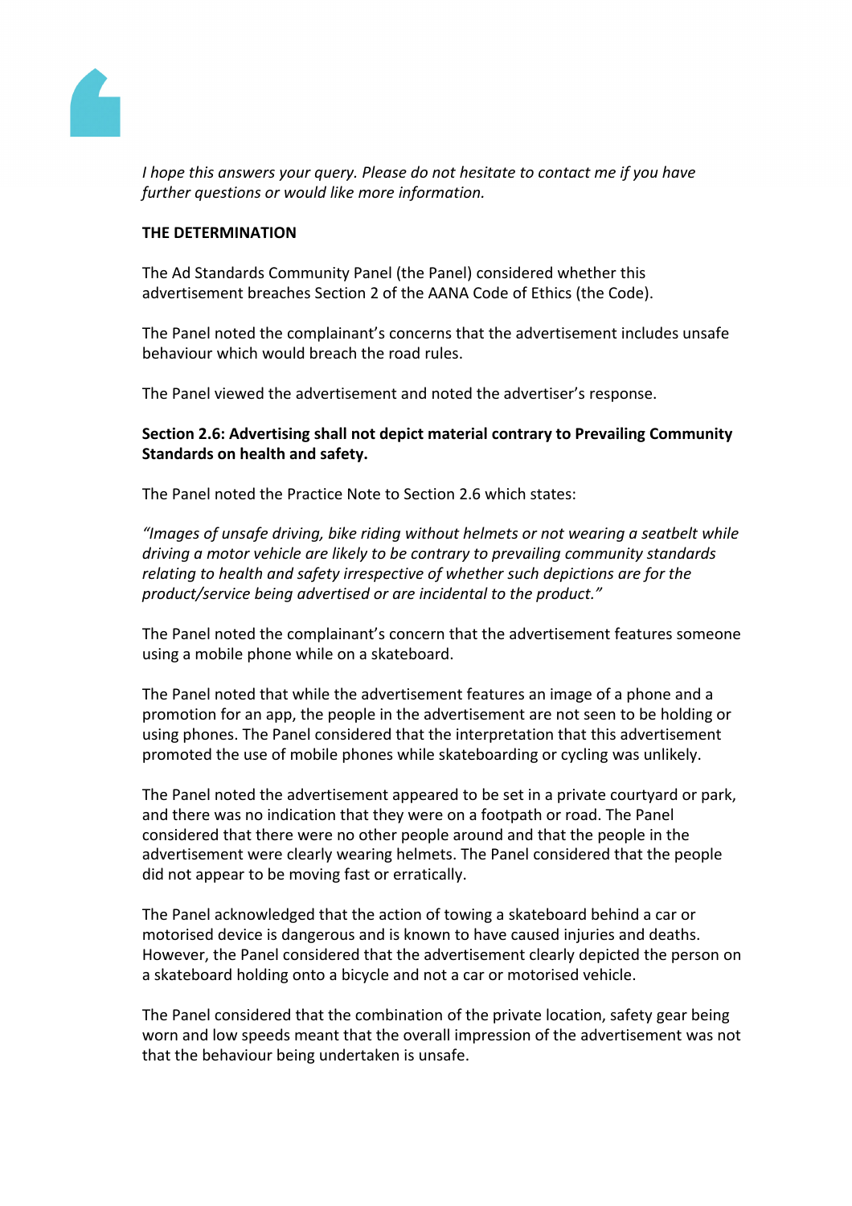*I hope this answers your query. Please do not hesitate to contact me if you have further questions or would like more information.*

**THE DETERMINATION**

The Ad Standards Community Panel (the Panel) considered whether this advertisement breaches Section 2 of the AANA Code of Ethics (the Code).

The Panel noted the complainant's concerns that the advertisement includes unsafe behaviour which would breach the road rules.

The Panel viewed the advertisement and noted the advertiser's response.

**Section 2.6: Advertising shall not depict material contrary to Prevailing Community Standards on health and safety.**

The Panel noted the Practice Note to Section 2.6 which states:

*"Images of unsafe driving, bike riding without helmets or not wearing a seatbelt while driving a motor vehicle are likely to be contrary to prevailing community standards relating to health and safety irrespective of whether such depictions are for the product/service being advertised or are incidental to the product."*

The Panel noted the complainant's concern that the advertisement features someone using a mobile phone while on a skateboard.

The Panel noted that while the advertisement features an image of a phone and a promotion for an app, the people in the advertisement are not seen to be holding or using phones. The Panel considered that the interpretation that this advertisement promoted the use of mobile phones while skateboarding or cycling was unlikely.

The Panel noted the advertisement appeared to be set in a private courtyard or park, and there was no indication that they were on a footpath or road. The Panel considered that there were no other people around and that the people in the advertisement were clearly wearing helmets. The Panel considered that the people did not appear to be moving fast or erratically.

The Panel acknowledged that the action of towing a skateboard behind a car or motorised device is dangerous and is known to have caused injuries and deaths. However, the Panel considered that the advertisement clearly depicted the person on a skateboard holding onto a bicycle and not a car or motorised vehicle.

The Panel considered that the combination of the private location, safety gear being worn and low speeds meant that the overall impression of the advertisement was not that the behaviour being undertaken is unsafe.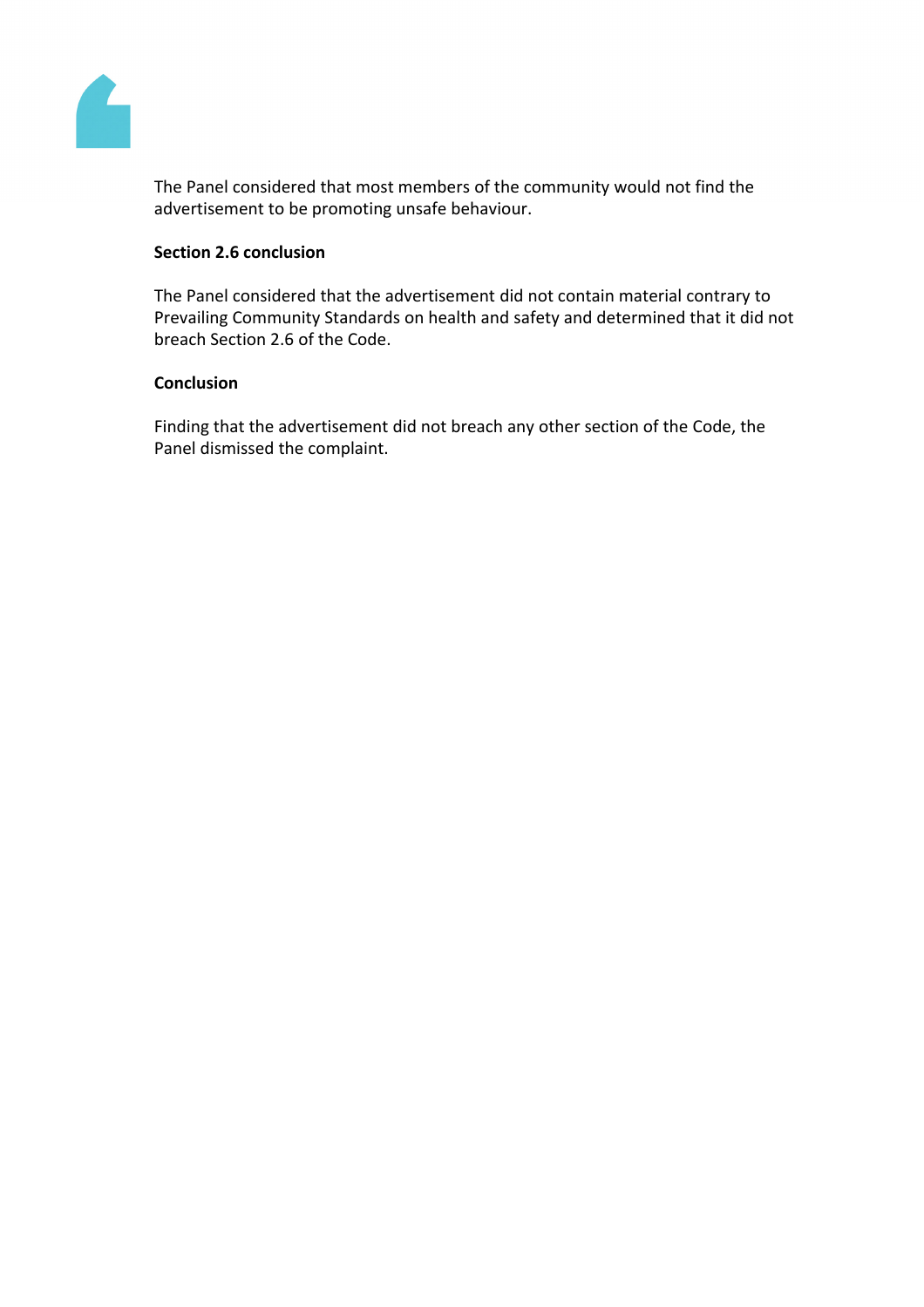The Panel considered that most members of the community would not find the advertisement to be promoting unsafe behaviour.

**Section 2.6 conclusion**

The Panel considered that the advertisement did not contain material contrary to Prevailing Community Standards on health and safety and determined that it did not breach Section 2.6 of the Code.

**Conclusion**

Finding that the advertisement did not breach any other section of the Code, the Panel dismissed the complaint.